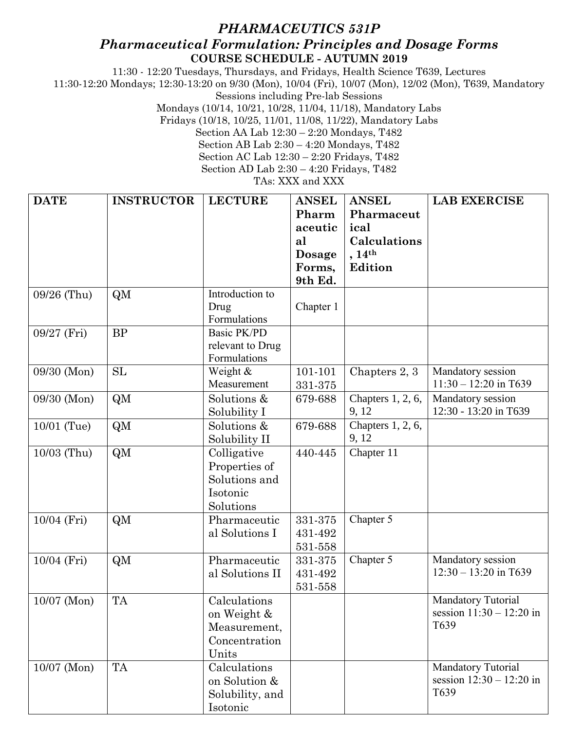# *PHARMACEUTICS 531P*

## *Pharmaceutical Formulation: Principles and Dosage Forms*

**COURSE SCHEDULE - AUTUMN 2019**

11:30 - 12:20 Tuesdays, Thursdays, and Fridays, Health Science T639, Lectures

11:30-12:20 Mondays; 12:30-13:20 on 9/30 (Mon), 10/04 (Fri), 10/07 (Mon), 12/02 (Mon), T639, Mandatory Sessions including Pre-lab Sessions

Mondays (10/14, 10/21, 10/28, 11/04, 11/18), Mandatory Labs

Fridays (10/18, 10/25, 11/01, 11/08, 11/22), Mandatory Labs

Section AA Lab 12:30 – 2:20 Mondays, T482

Section AB Lab 2:30 – 4:20 Mondays, T482

Section AC Lab 12:30 – 2:20 Fridays, T482

Section AD Lab 2:30 – 4:20 Fridays, T482

TAs: XXX and XXX

| DATE | INSTRUCTOR | LECTURE | ANSEL Pharmaceutical Dosage Forms, 9th Ed. | ANSEL Pharmaceutical Calculations, 14th Edition | LAB EXERCISE |
|---|---|---|---|---|---|
| 09/26 (Thu) | QM | Introduction to Drug Formulations | Chapter 1 | | |
| 09/27 (Fri) | BP | Basic PK/PD relevant to Drug Formulations | | | |
| 09/30 (Mon) | SL | Weight & Measurement | 101-101<br>331-375 | Chapters 2, 3 | Mandatory session 11:30 – 12:20 in T639 |
| 09/30 (Mon) | QM | Solutions & Solubility I | 679-688 | Chapters 1, 2, 6, 9, 12 | Mandatory session 12:30 - 13:20 in T639 |
| 10/01 (Tue) | QM | Solutions & Solubility II | 679-688 | Chapters 1, 2, 6, 9, 12 | |
| 10/03 (Thu) | QM | Colligative Properties of Solutions and Isotonic Solutions | 440-445 | Chapter 11 | |
| 10/04 (Fri) | QM | Pharmaceutical Solutions I | 331-375<br>431-492<br>531-558 | Chapter 5 | |
| 10/04 (Fri) | QM | Pharmaceutical Solutions II | 331-375<br>431-492<br>531-558 | Chapter 5 | Mandatory session 12:30 – 13:20 in T639 |
| 10/07 (Mon) | TA | Calculations on Weight & Measurement, Concentration Units | | | Mandatory Tutorial session 11:30 – 12:20 in T639 |
| 10/07 (Mon) | TA | Calculations on Solution & Solubility, and Isotonic | | | Mandatory Tutorial session 12:30 – 12:20 in T639 |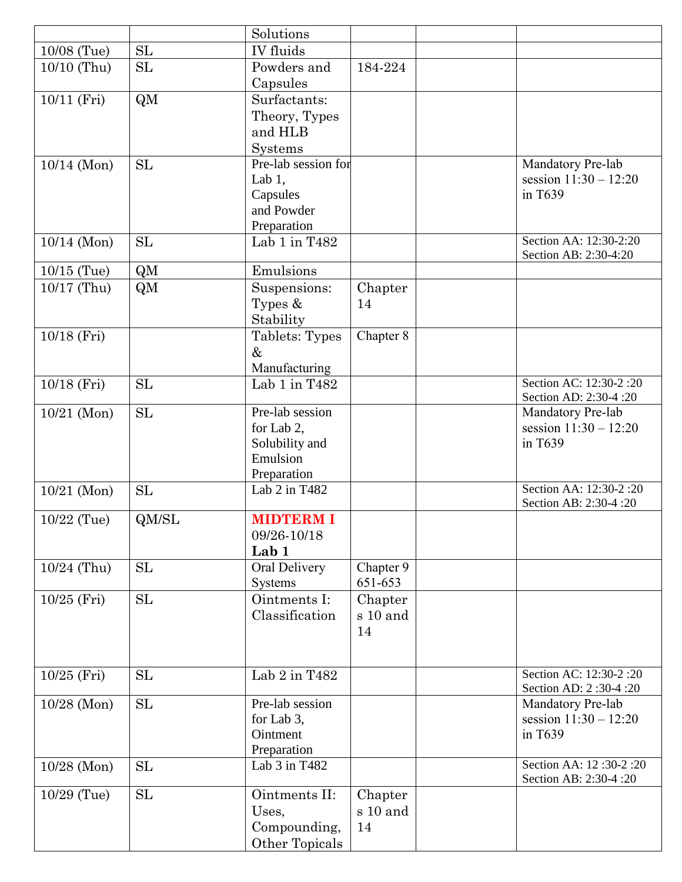| | | | | | |
|---|---|---|---|---|---|
| | | Solutions | | | |
| 10/08 (Tue) | SL | IV fluids | | | |
| 10/10 (Thu) | SL | Powders and Capsules | 184-224 | | |
| 10/11 (Fri) | QM | Surfactants: Theory, Types and HLB Systems | | | |
| 10/14 (Mon) | SL | Pre-lab session for Lab 1, Capsules and Powder Preparation | | | Mandatory Pre-lab session 11:30 – 12:20 in T639 |
| 10/14 (Mon) | SL | Lab 1 in T482 | | | Section AA: 12:30-2:20<br>Section AB: 2:30-4:20 |
| 10/15 (Tue) | QM | Emulsions | | | |
| 10/17 (Thu) | QM | Suspensions: Types & Stability | Chapter 14 | | |
| 10/18 (Fri) | | Tablets: Types & Manufacturing | Chapter 8 | | |
| 10/18 (Fri) | SL | Lab 1 in T482 | | | Section AC: 12:30-2 :20<br>Section AD: 2:30-4 :20 |
| 10/21 (Mon) | SL | Pre-lab session for Lab 2, Solubility and Emulsion Preparation | | | Mandatory Pre-lab session 11:30 – 12:20 in T639 |
| 10/21 (Mon) | SL | Lab 2 in T482 | | | Section AA: 12:30-2 :20<br>Section AB: 2:30-4 :20 |
| 10/22 (Tue) | QM/SL | **MIDTERM I** 09/26-10/18 **Lab 1** | | | |
| 10/24 (Thu) | SL | Oral Delivery Systems | Chapter 9 651-653 | | |
| 10/25 (Fri) | SL | Ointments I: Classification | Chapters 10 and 14 | | |
| 10/25 (Fri) | SL | Lab 2 in T482 | | | Section AC: 12:30-2 :20<br>Section AD: 2 :30-4 :20 |
| 10/28 (Mon) | SL | Pre-lab session for Lab 3, Ointment Preparation | | | Mandatory Pre-lab session 11:30 – 12:20 in T639 |
| 10/28 (Mon) | SL | Lab 3 in T482 | | | Section AA: 12 :30-2 :20<br>Section AB: 2:30-4 :20 |
| 10/29 (Tue) | SL | Ointments II: Uses, Compounding, Other Topicals | Chapters 10 and 14 | | |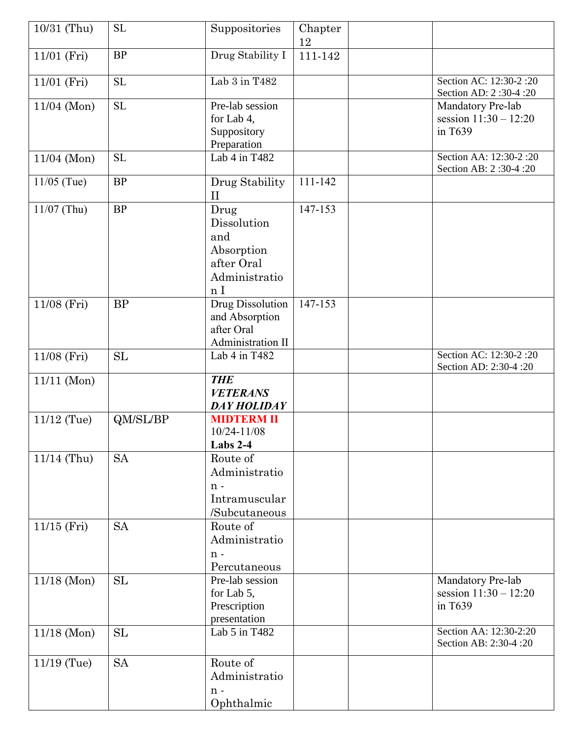| 10/31 (Thu) | SL | Suppositories | Chapter 12 | | |
|---|---|---|---|---|---|
| 11/01 (Fri) | BP | Drug Stability I | 111-142 | | |
| 11/01 (Fri) | SL | Lab 3 in T482 | | | Section AC: 12:30-2 :20<br>Section AD: 2 :30-4 :20 |
| 11/04 (Mon) | SL | Pre-lab session for Lab 4, Suppository Preparation | | | Mandatory Pre-lab session 11:30 – 12:20 in T639 |
| 11/04 (Mon) | SL | Lab 4 in T482 | | | Section AA: 12:30-2 :20<br>Section AB: 2 :30-4 :20 |
| 11/05 (Tue) | BP | Drug Stability II | 111-142 | | |
| 11/07 (Thu) | BP | Drug Dissolution and Absorption after Oral Administration I | 147-153 | | |
| 11/08 (Fri) | BP | Drug Dissolution and Absorption after Oral Administration II | 147-153 | | |
| 11/08 (Fri) | SL | Lab 4 in T482 | | | Section AC: 12:30-2 :20<br>Section AD: 2:30-4 :20 |
| 11/11 (Mon) | | ***THE VETERANS DAY HOLIDAY*** | | | |
| 11/12 (Tue) | QM/SL/BP | **MIDTERM II**<br>10/24-11/08<br>**Labs 2-4** | | | |
| 11/14 (Thu) | SA | Route of Administration - Intramuscular /Subcutaneous | | | |
| 11/15 (Fri) | SA | Route of Administration - Percutaneous | | | |
| 11/18 (Mon) | SL | Pre-lab session for Lab 5, Prescription presentation | | | Mandatory Pre-lab session 11:30 – 12:20 in T639 |
| 11/18 (Mon) | SL | Lab 5 in T482 | | | Section AA: 12:30-2:20<br>Section AB: 2:30-4 :20 |
| 11/19 (Tue) | SA | Route of Administration - Ophthalmic | | | |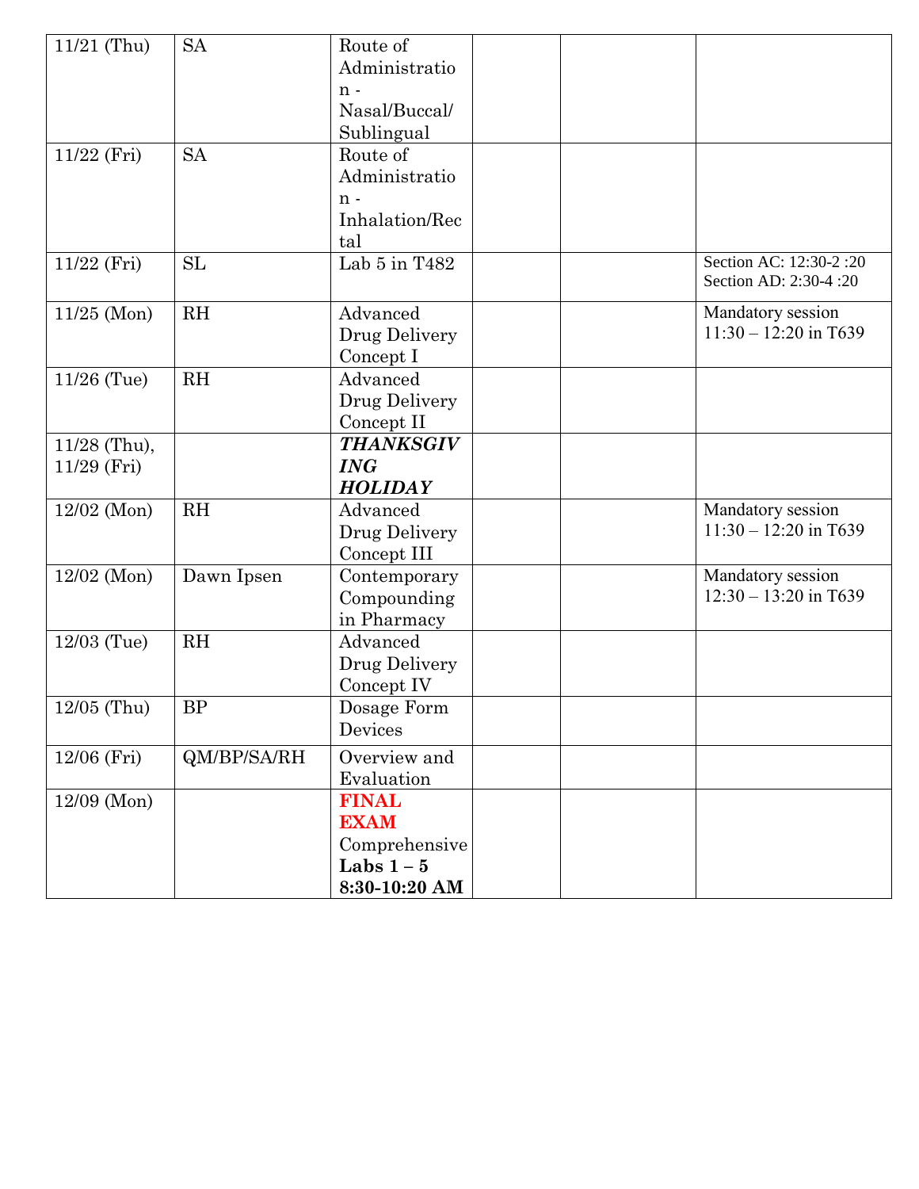| | | | | | |
|---|---|---|---|---|---|
| 11/21 (Thu) | SA | Route of Administration - Nasal/Buccal/ Sublingual | | | |
| 11/22 (Fri) | SA | Route of Administration - Inhalation/Rectal | | | |
| 11/22 (Fri) | SL | Lab 5 in T482 | | | Section AC: 12:30-2 :20 Section AD: 2:30-4 :20 |
| 11/25 (Mon) | RH | Advanced Drug Delivery Concept I | | | Mandatory session 11:30 – 12:20 in T639 |
| 11/26 (Tue) | RH | Advanced Drug Delivery Concept II | | | |
| 11/28 (Thu), 11/29 (Fri) | | ***THANKSGIVING HOLIDAY*** | | | |
| 12/02 (Mon) | RH | Advanced Drug Delivery Concept III | | | Mandatory session 11:30 – 12:20 in T639 |
| 12/02 (Mon) | Dawn Ipsen | Contemporary Compounding in Pharmacy | | | Mandatory session 12:30 – 13:20 in T639 |
| 12/03 (Tue) | RH | Advanced Drug Delivery Concept IV | | | |
| 12/05 (Thu) | BP | Dosage Form Devices | | | |
| 12/06 (Fri) | QM/BP/SA/RH | Overview and Evaluation | | | |
| 12/09 (Mon) | | **FINAL EXAM** Comprehensive **Labs 1 – 5 8:30-10:20 AM** | | | |